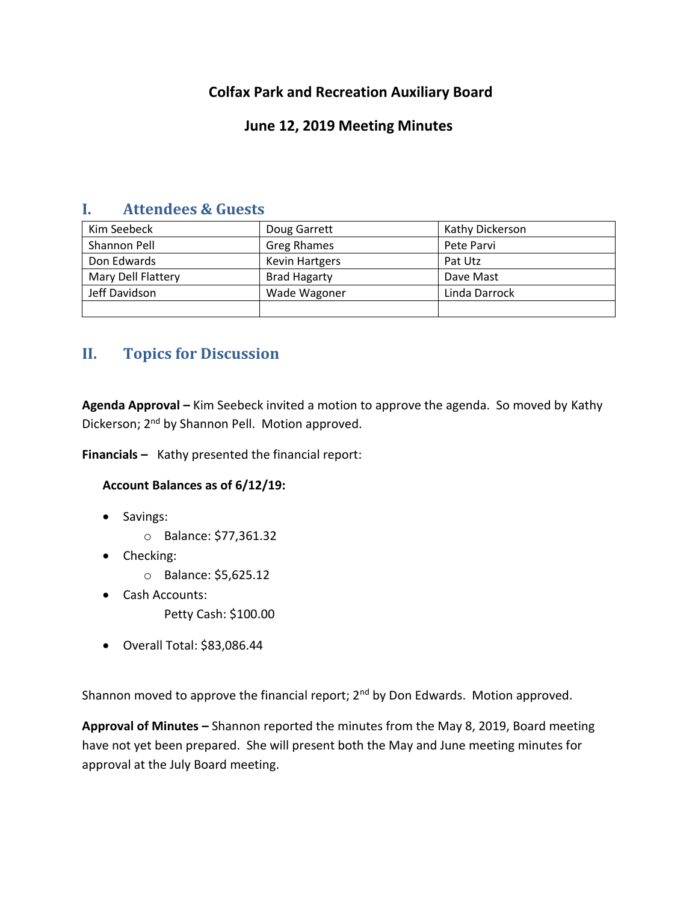# Colfax Park and Recreation Auxiliary Board

## June 12, 2019 Meeting Minutes

## I. Attendees & Guests

| Kim Seebeck | Doug Garrett | Kathy Dickerson |
|---|---|---|
| Shannon Pell | Greg Rhames | Pete Parvi |
| Don Edwards | Kevin Hartgers | Pat Utz |
| Mary Dell Flattery | Brad Hagarty | Dave Mast |
| Jeff Davidson | Wade Wagoner | Linda Darrock |
| | | |

## II. Topics for Discussion

**Agenda Approval –** Kim Seebeck invited a motion to approve the agenda. So moved by Kathy Dickerson; 2nd by Shannon Pell. Motion approved.

**Financials –** Kathy presented the financial report:

**Account Balances as of 6/12/19:**

- Savings:
  - Balance: $77,361.32
- Checking:
  - Balance: $5,625.12
- Cash Accounts:
  - Petty Cash: $100.00
- Overall Total: $83,086.44

Shannon moved to approve the financial report; 2nd by Don Edwards. Motion approved.

**Approval of Minutes –** Shannon reported the minutes from the May 8, 2019, Board meeting have not yet been prepared. She will present both the May and June meeting minutes for approval at the July Board meeting.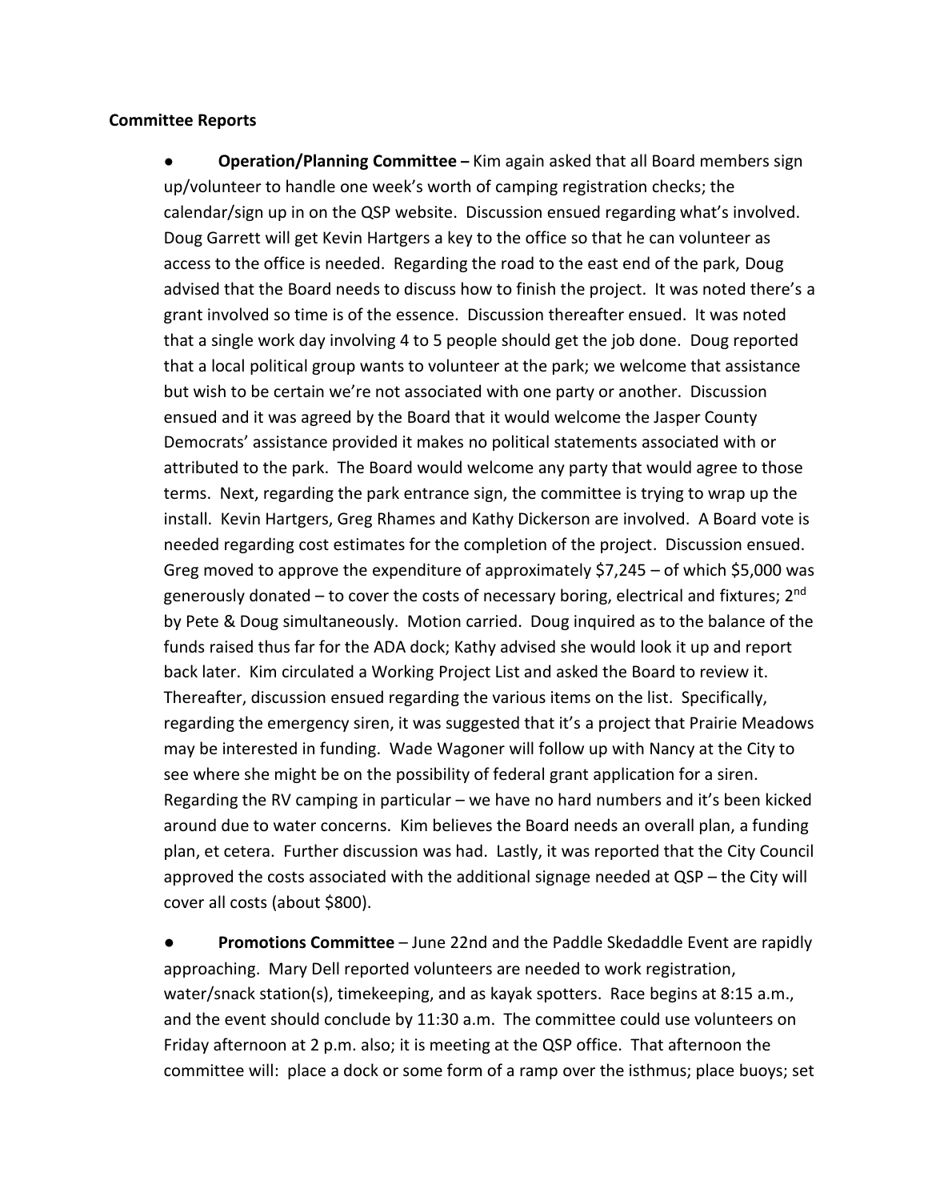**Committee Reports**

- **Operation/Planning Committee –** Kim again asked that all Board members sign up/volunteer to handle one week's worth of camping registration checks; the calendar/sign up in on the QSP website. Discussion ensued regarding what's involved. Doug Garrett will get Kevin Hartgers a key to the office so that he can volunteer as access to the office is needed. Regarding the road to the east end of the park, Doug advised that the Board needs to discuss how to finish the project. It was noted there's a grant involved so time is of the essence. Discussion thereafter ensued. It was noted that a single work day involving 4 to 5 people should get the job done. Doug reported that a local political group wants to volunteer at the park; we welcome that assistance but wish to be certain we're not associated with one party or another. Discussion ensued and it was agreed by the Board that it would welcome the Jasper County Democrats' assistance provided it makes no political statements associated with or attributed to the park. The Board would welcome any party that would agree to those terms. Next, regarding the park entrance sign, the committee is trying to wrap up the install. Kevin Hartgers, Greg Rhames and Kathy Dickerson are involved. A Board vote is needed regarding cost estimates for the completion of the project. Discussion ensued. Greg moved to approve the expenditure of approximately $7,245 – of which $5,000 was generously donated – to cover the costs of necessary boring, electrical and fixtures; 2nd by Pete & Doug simultaneously. Motion carried. Doug inquired as to the balance of the funds raised thus far for the ADA dock; Kathy advised she would look it up and report back later. Kim circulated a Working Project List and asked the Board to review it. Thereafter, discussion ensued regarding the various items on the list. Specifically, regarding the emergency siren, it was suggested that it's a project that Prairie Meadows may be interested in funding. Wade Wagoner will follow up with Nancy at the City to see where she might be on the possibility of federal grant application for a siren. Regarding the RV camping in particular – we have no hard numbers and it's been kicked around due to water concerns. Kim believes the Board needs an overall plan, a funding plan, et cetera. Further discussion was had. Lastly, it was reported that the City Council approved the costs associated with the additional signage needed at QSP – the City will cover all costs (about $800).

- **Promotions Committee** – June 22nd and the Paddle Skedaddle Event are rapidly approaching. Mary Dell reported volunteers are needed to work registration, water/snack station(s), timekeeping, and as kayak spotters. Race begins at 8:15 a.m., and the event should conclude by 11:30 a.m. The committee could use volunteers on Friday afternoon at 2 p.m. also; it is meeting at the QSP office. That afternoon the committee will: place a dock or some form of a ramp over the isthmus; place buoys; set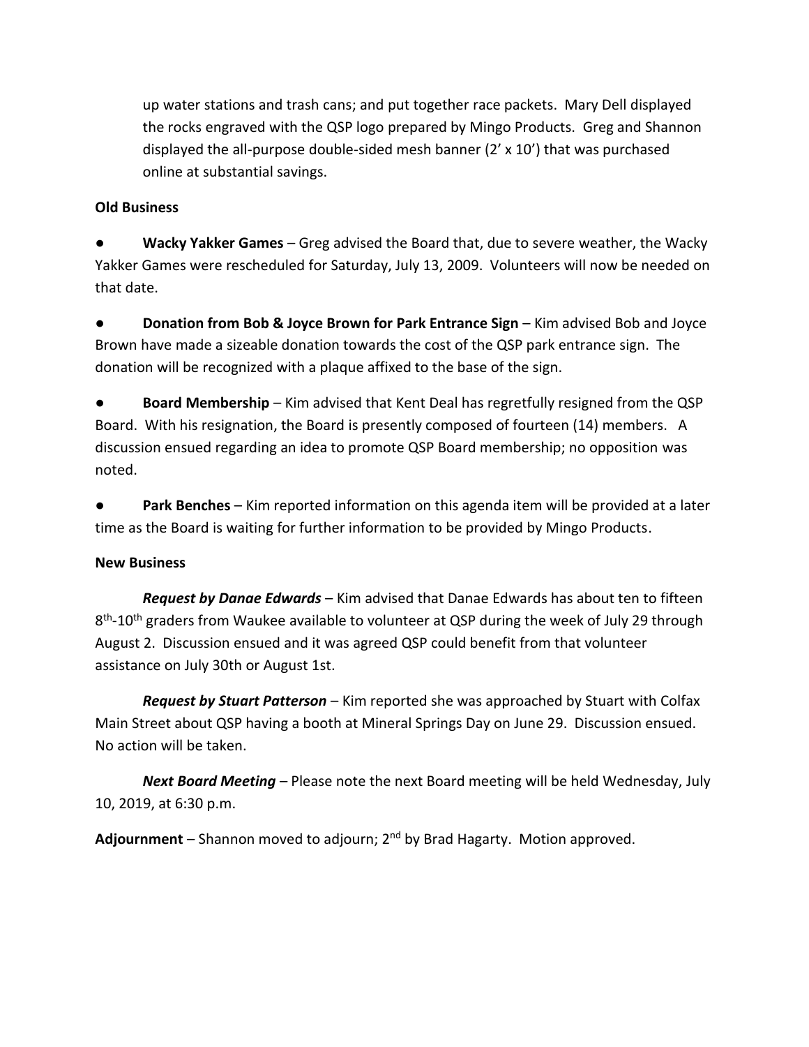up water stations and trash cans; and put together race packets. Mary Dell displayed the rocks engraved with the QSP logo prepared by Mingo Products. Greg and Shannon displayed the all-purpose double-sided mesh banner (2' x 10') that was purchased online at substantial savings.

**Old Business**

- **Wacky Yakker Games** – Greg advised the Board that, due to severe weather, the Wacky Yakker Games were rescheduled for Saturday, July 13, 2009. Volunteers will now be needed on that date.

- **Donation from Bob & Joyce Brown for Park Entrance Sign** – Kim advised Bob and Joyce Brown have made a sizeable donation towards the cost of the QSP park entrance sign. The donation will be recognized with a plaque affixed to the base of the sign.

- **Board Membership** – Kim advised that Kent Deal has regretfully resigned from the QSP Board. With his resignation, the Board is presently composed of fourteen (14) members. A discussion ensued regarding an idea to promote QSP Board membership; no opposition was noted.

- **Park Benches** – Kim reported information on this agenda item will be provided at a later time as the Board is waiting for further information to be provided by Mingo Products.

**New Business**

***Request by Danae Edwards*** – Kim advised that Danae Edwards has about ten to fifteen 8th-10th graders from Waukee available to volunteer at QSP during the week of July 29 through August 2. Discussion ensued and it was agreed QSP could benefit from that volunteer assistance on July 30th or August 1st.

***Request by Stuart Patterson*** – Kim reported she was approached by Stuart with Colfax Main Street about QSP having a booth at Mineral Springs Day on June 29. Discussion ensued. No action will be taken.

***Next Board Meeting*** – Please note the next Board meeting will be held Wednesday, July 10, 2019, at 6:30 p.m.

**Adjournment** – Shannon moved to adjourn; 2nd by Brad Hagarty. Motion approved.